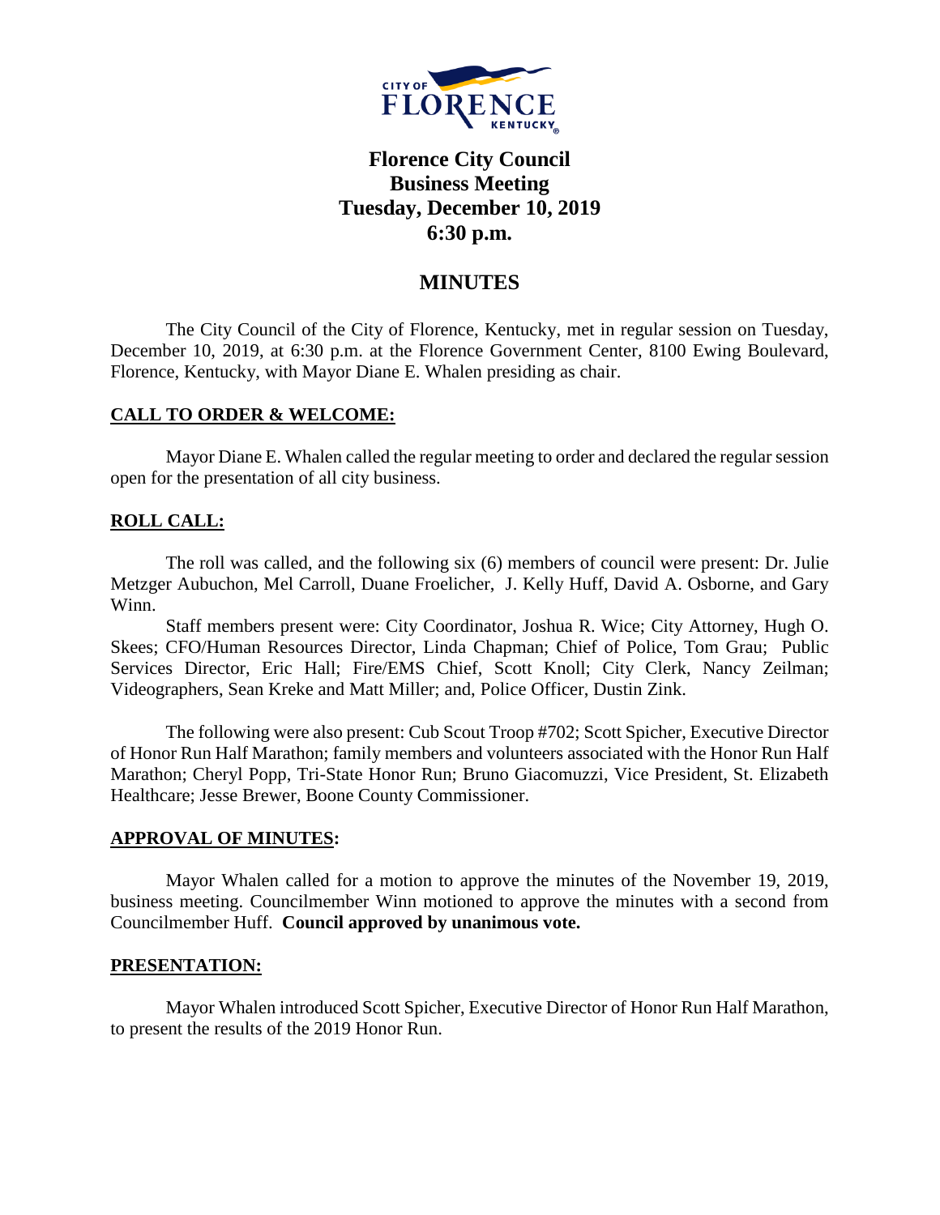# Florence City Council
## Business Meeting
## Tuesday, December 10, 2019
## 6:30 p.m.

## MINUTES

The City Council of the City of Florence, Kentucky, met in regular session on Tuesday, December 10, 2019, at 6:30 p.m. at the Florence Government Center, 8100 Ewing Boulevard, Florence, Kentucky, with Mayor Diane E. Whalen presiding as chair.

### CALL TO ORDER & WELCOME:

Mayor Diane E. Whalen called the regular meeting to order and declared the regular session open for the presentation of all city business.

### ROLL CALL:

The roll was called, and the following six (6) members of council were present: Dr. Julie Metzger Aubuchon, Mel Carroll, Duane Froelicher, J. Kelly Huff, David A. Osborne, and Gary Winn.

Staff members present were: City Coordinator, Joshua R. Wice; City Attorney, Hugh O. Skees; CFO/Human Resources Director, Linda Chapman; Chief of Police, Tom Grau; Public Services Director, Eric Hall; Fire/EMS Chief, Scott Knoll; City Clerk, Nancy Zeilman; Videographers, Sean Kreke and Matt Miller; and, Police Officer, Dustin Zink.

The following were also present: Cub Scout Troop #702; Scott Spicher, Executive Director of Honor Run Half Marathon; family members and volunteers associated with the Honor Run Half Marathon; Cheryl Popp, Tri-State Honor Run; Bruno Giacomuzzi, Vice President, St. Elizabeth Healthcare; Jesse Brewer, Boone County Commissioner.

### APPROVAL OF MINUTES:

Mayor Whalen called for a motion to approve the minutes of the November 19, 2019, business meeting. Councilmember Winn motioned to approve the minutes with a second from Councilmember Huff. **Council approved by unanimous vote.**

### PRESENTATION:

Mayor Whalen introduced Scott Spicher, Executive Director of Honor Run Half Marathon, to present the results of the 2019 Honor Run.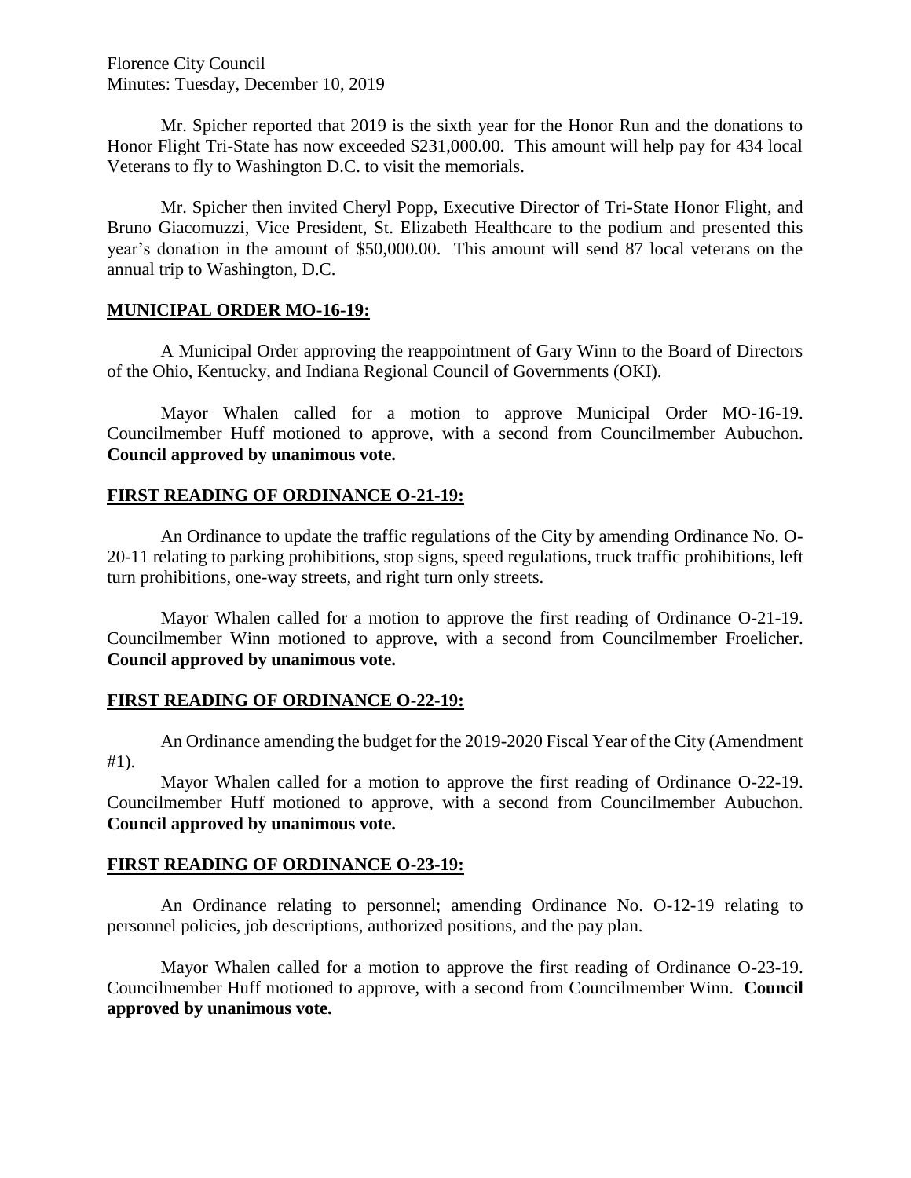Mr. Spicher reported that 2019 is the sixth year for the Honor Run and the donations to Honor Flight Tri-State has now exceeded $231,000.00. This amount will help pay for 434 local Veterans to fly to Washington D.C. to visit the memorials.

Mr. Spicher then invited Cheryl Popp, Executive Director of Tri-State Honor Flight, and Bruno Giacomuzzi, Vice President, St. Elizabeth Healthcare to the podium and presented this year's donation in the amount of $50,000.00. This amount will send 87 local veterans on the annual trip to Washington, D.C.

## **MUNICIPAL ORDER MO-16-19:**

A Municipal Order approving the reappointment of Gary Winn to the Board of Directors of the Ohio, Kentucky, and Indiana Regional Council of Governments (OKI).

Mayor Whalen called for a motion to approve Municipal Order MO-16-19. Councilmember Huff motioned to approve, with a second from Councilmember Aubuchon. **Council approved by unanimous vote.**

## **FIRST READING OF ORDINANCE O-21-19:**

An Ordinance to update the traffic regulations of the City by amending Ordinance No. O-20-11 relating to parking prohibitions, stop signs, speed regulations, truck traffic prohibitions, left turn prohibitions, one-way streets, and right turn only streets.

Mayor Whalen called for a motion to approve the first reading of Ordinance O-21-19. Councilmember Winn motioned to approve, with a second from Councilmember Froelicher. **Council approved by unanimous vote.**

## **FIRST READING OF ORDINANCE O-22-19:**

An Ordinance amending the budget for the 2019-2020 Fiscal Year of the City (Amendment #1).

Mayor Whalen called for a motion to approve the first reading of Ordinance O-22-19. Councilmember Huff motioned to approve, with a second from Councilmember Aubuchon. **Council approved by unanimous vote.**

## **FIRST READING OF ORDINANCE O-23-19:**

An Ordinance relating to personnel; amending Ordinance No. O-12-19 relating to personnel policies, job descriptions, authorized positions, and the pay plan.

Mayor Whalen called for a motion to approve the first reading of Ordinance O-23-19. Councilmember Huff motioned to approve, with a second from Councilmember Winn. **Council approved by unanimous vote.**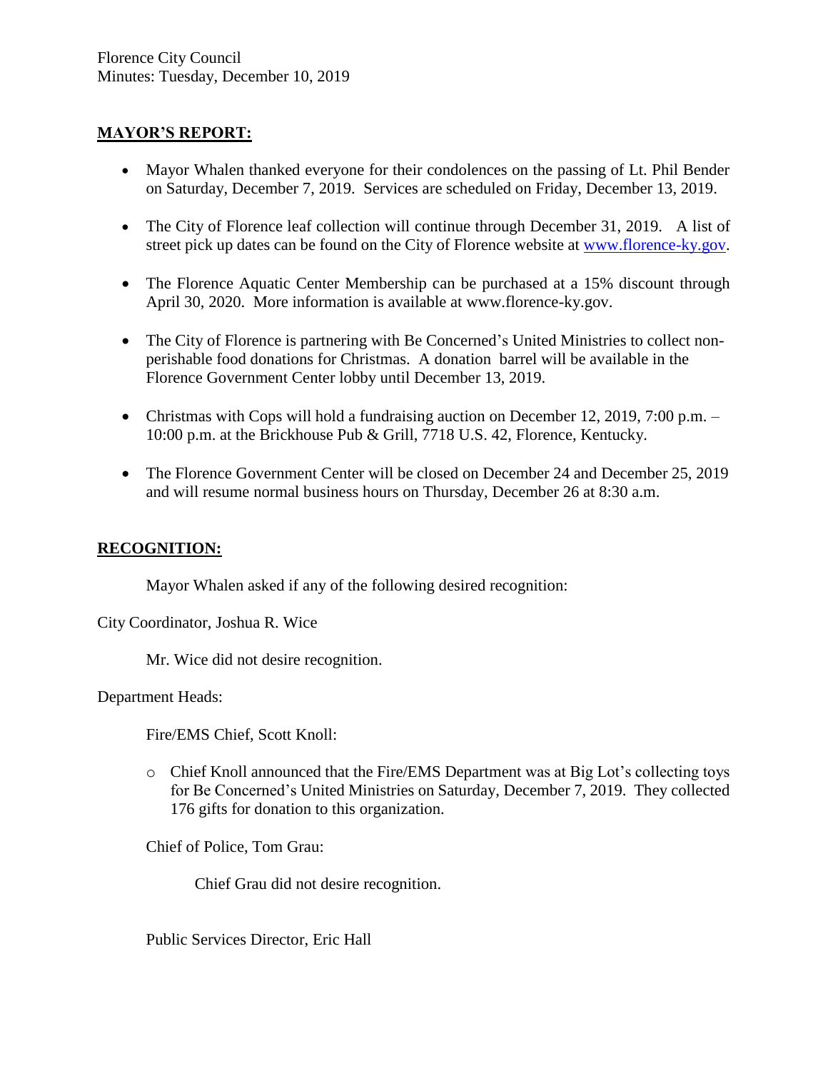Florence City Council
Minutes: Tuesday, December 10, 2019

**MAYOR'S REPORT:**

- Mayor Whalen thanked everyone for their condolences on the passing of Lt. Phil Bender on Saturday, December 7, 2019. Services are scheduled on Friday, December 13, 2019.
- The City of Florence leaf collection will continue through December 31, 2019. A list of street pick up dates can be found on the City of Florence website at [www.florence-ky.gov](http://www.florence-ky.gov).
- The Florence Aquatic Center Membership can be purchased at a 15% discount through April 30, 2020. More information is available at www.florence-ky.gov.
- The City of Florence is partnering with Be Concerned's United Ministries to collect non-perishable food donations for Christmas. A donation barrel will be available in the Florence Government Center lobby until December 13, 2019.
- Christmas with Cops will hold a fundraising auction on December 12, 2019, 7:00 p.m. – 10:00 p.m. at the Brickhouse Pub & Grill, 7718 U.S. 42, Florence, Kentucky.
- The Florence Government Center will be closed on December 24 and December 25, 2019 and will resume normal business hours on Thursday, December 26 at 8:30 a.m.

**RECOGNITION:**

Mayor Whalen asked if any of the following desired recognition:

City Coordinator, Joshua R. Wice

Mr. Wice did not desire recognition.

Department Heads:

Fire/EMS Chief, Scott Knoll:

- Chief Knoll announced that the Fire/EMS Department was at Big Lot's collecting toys for Be Concerned's United Ministries on Saturday, December 7, 2019. They collected 176 gifts for donation to this organization.

Chief of Police, Tom Grau:

Chief Grau did not desire recognition.

Public Services Director, Eric Hall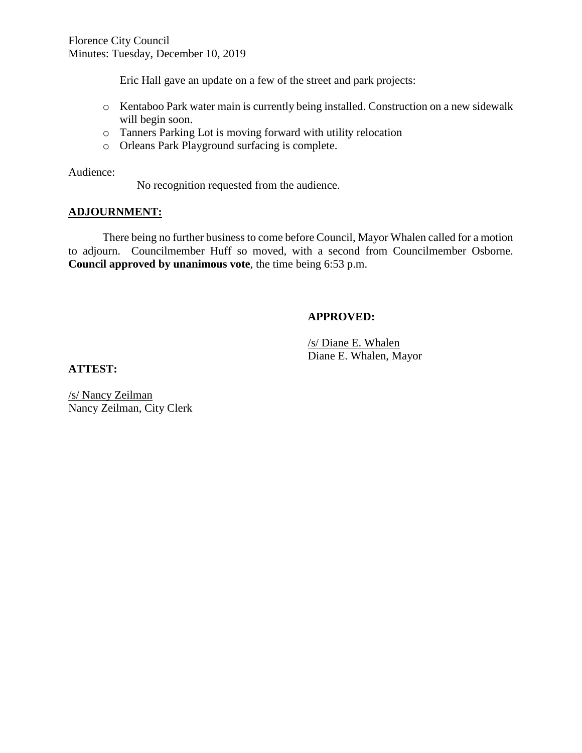Eric Hall gave an update on a few of the street and park projects:

- Kentaboo Park water main is currently being installed. Construction on a new sidewalk will begin soon.
- Tanners Parking Lot is moving forward with utility relocation
- Orleans Park Playground surfacing is complete.

Audience:

No recognition requested from the audience.

## ADJOURNMENT:

There being no further business to come before Council, Mayor Whalen called for a motion to adjourn. Councilmember Huff so moved, with a second from Councilmember Osborne. **Council approved by unanimous vote**, the time being 6:53 p.m.

**APPROVED:**

/s/ Diane E. Whalen
Diane E. Whalen, Mayor

**ATTEST:**

/s/ Nancy Zeilman
Nancy Zeilman, City Clerk